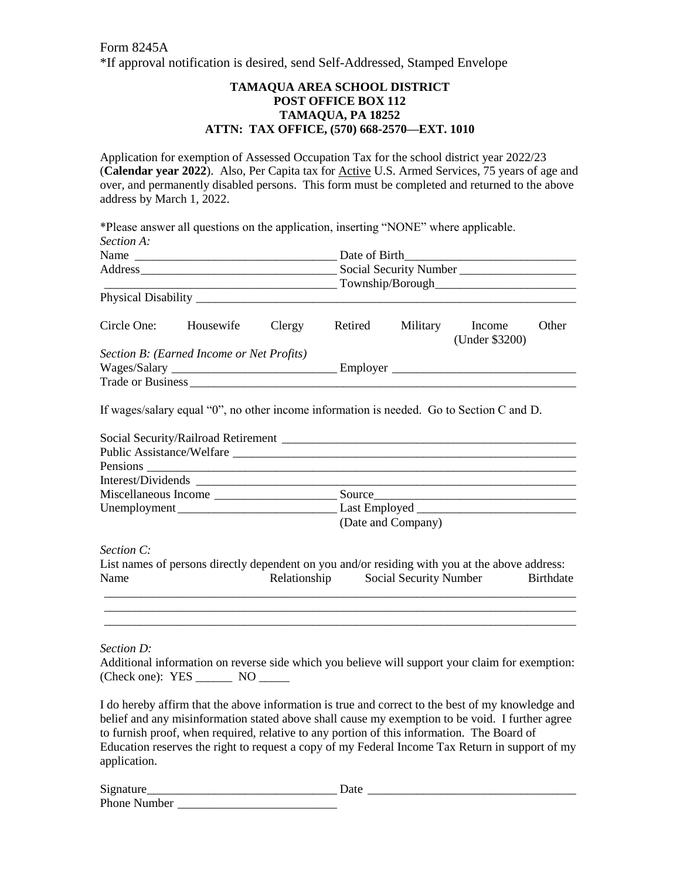Form 8245A

*If approval notification is desired, send Self-Addressed, Stamped Envelope

**TAMAQUA AREA SCHOOL DISTRICT**
**POST OFFICE BOX 112**
**TAMAQUA, PA 18252**
**ATTN: TAX OFFICE, (570) 668-2570—EXT. 1010**

Application for exemption of Assessed Occupation Tax for the school district year 2022/23 (**Calendar year 2022**). Also, Per Capita tax for <u>Active</u> U.S. Armed Services, 75 years of age and over, and permanently disabled persons. This form must be completed and returned to the above address by March 1, 2022.

*Please answer all questions on the application, inserting "NONE" where applicable.

*Section A:*

Name ________________________________ Date of Birth ____________________________

Address ______________________________ Social Security Number ___________________

_____________________________________ Township/Borough _______________________

Physical Disability ______________________________________________________________

Circle One: Housewife Clergy Retired Military Income (Under $3200) Other

*Section B: (Earned Income or Net Profits)*

Wages/Salary ___________________________ Employer _____________________________

Trade or Business ________________________________________________________________

If wages/salary equal "0", no other income information is needed. Go to Section C and D.

Social Security/Railroad Retirement ________________________________________________

Public Assistance/Welfare _________________________________________________________

Pensions _______________________________________________________________________

Interest/Dividends _______________________________________________________________

Miscellaneous Income ___________________ Source ________________________________

Unemployment __________________________ Last Employed __________________________
(Date and Company)

*Section C:*

List names of persons directly dependent on you and/or residing with you at the above address:

| Name | Relationship | Social Security Number | Birthdate |
|---|---|---|---|
| | | | |
| | | | |
| | | | |

*Section D:*

Additional information on reverse side which you believe will support your claim for exemption: (Check one): YES ______ NO _____

I do hereby affirm that the above information is true and correct to the best of my knowledge and belief and any misinformation stated above shall cause my exemption to be void. I further agree to furnish proof, when required, relative to any portion of this information. The Board of Education reserves the right to request a copy of my Federal Income Tax Return in support of my application.

Signature _______________________________ Date _________________________________

Phone Number __________________________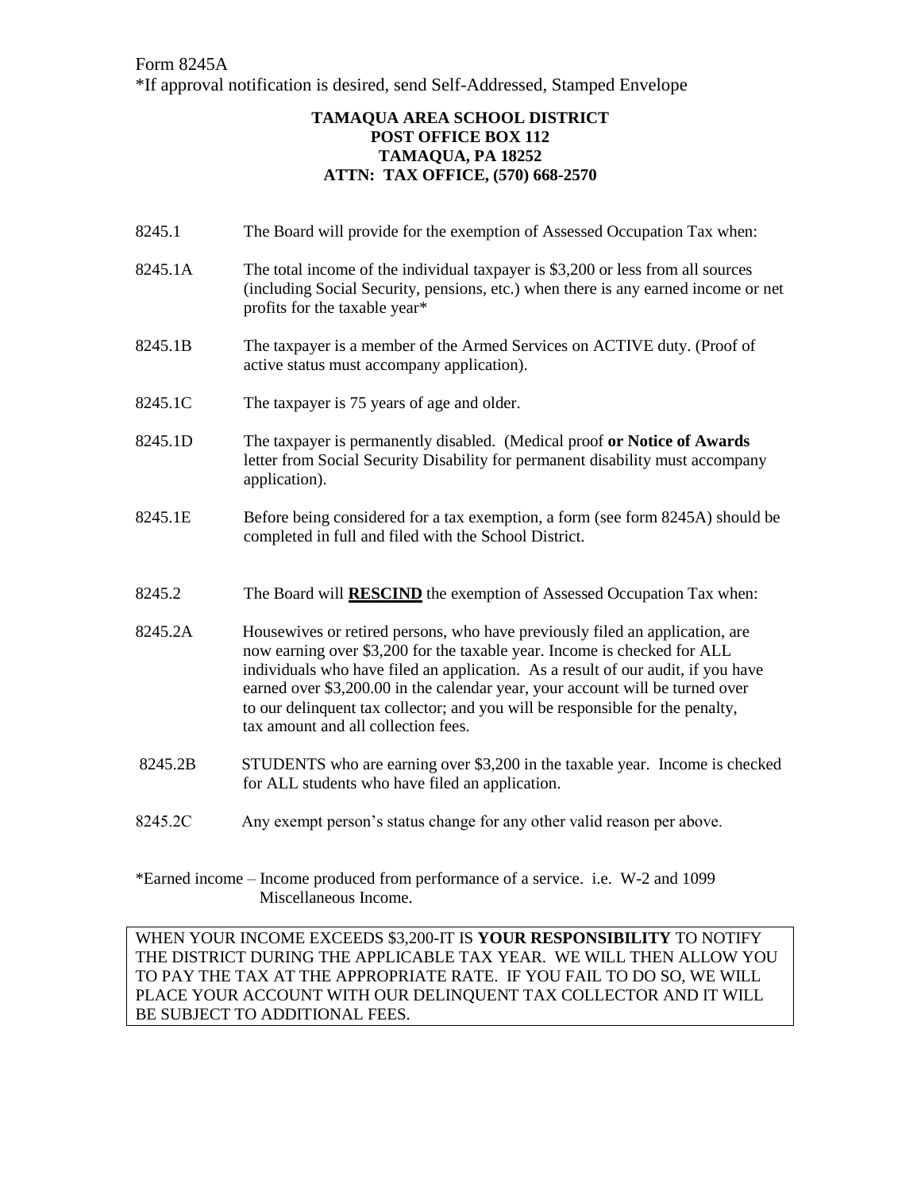Form 8245A

*If approval notification is desired, send Self-Addressed, Stamped Envelope

**TAMAQUA AREA SCHOOL DISTRICT**
**POST OFFICE BOX 112**
**TAMAQUA, PA 18252**
**ATTN: TAX OFFICE, (570) 668-2570**

8245.1 The Board will provide for the exemption of Assessed Occupation Tax when:

8245.1A The total income of the individual taxpayer is $3,200 or less from all sources (including Social Security, pensions, etc.) when there is any earned income or net profits for the taxable year*

8245.1B The taxpayer is a member of the Armed Services on ACTIVE duty. (Proof of active status must accompany application).

8245.1C The taxpayer is 75 years of age and older.

8245.1D The taxpayer is permanently disabled. (Medical proof **or Notice of Awards** letter from Social Security Disability for permanent disability must accompany application).

8245.1E Before being considered for a tax exemption, a form (see form 8245A) should be completed in full and filed with the School District.

8245.2 The Board will **<u>RESCIND</u>** the exemption of Assessed Occupation Tax when:

8245.2A Housewives or retired persons, who have previously filed an application, are now earning over $3,200 for the taxable year. Income is checked for ALL individuals who have filed an application. As a result of our audit, if you have earned over $3,200.00 in the calendar year, your account will be turned over to our delinquent tax collector; and you will be responsible for the penalty, tax amount and all collection fees.

8245.2B STUDENTS who are earning over $3,200 in the taxable year. Income is checked for ALL students who have filed an application.

8245.2C Any exempt person's status change for any other valid reason per above.

*Earned income – Income produced from performance of a service. i.e. W-2 and 1099 Miscellaneous Income.

WHEN YOUR INCOME EXCEEDS $3,200-IT IS **YOUR RESPONSIBILITY** TO NOTIFY THE DISTRICT DURING THE APPLICABLE TAX YEAR. WE WILL THEN ALLOW YOU TO PAY THE TAX AT THE APPROPRIATE RATE. IF YOU FAIL TO DO SO, WE WILL PLACE YOUR ACCOUNT WITH OUR DELINQUENT TAX COLLECTOR AND IT WILL BE SUBJECT TO ADDITIONAL FEES.